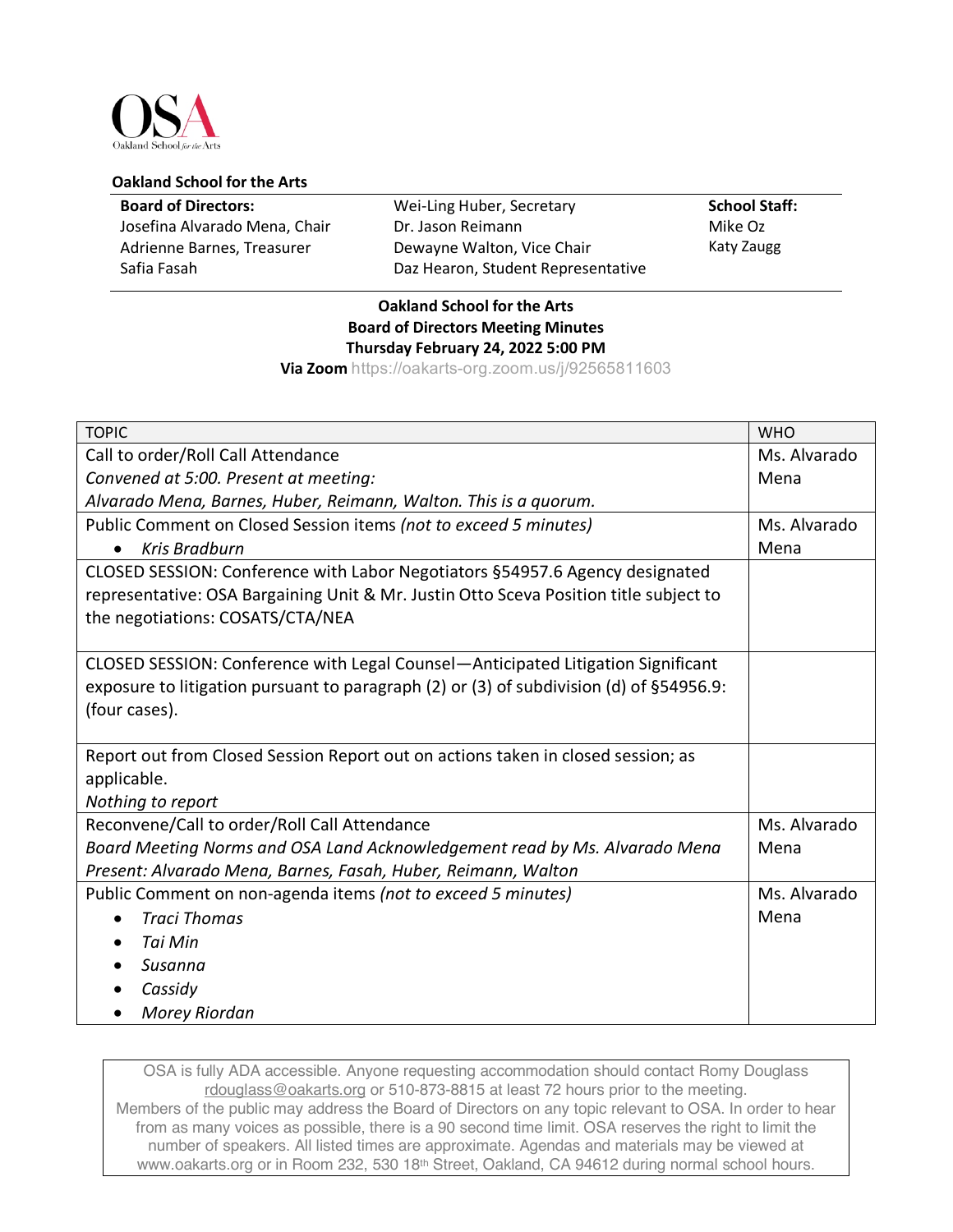**Oakland School for the Arts**

| **Board of Directors:** | Wei-Ling Huber, Secretary | **School Staff:** |
|---|---|---|
| Josefina Alvarado Mena, Chair | Dr. Jason Reimann | Mike Oz |
| Adrienne Barnes, Treasurer | Dewayne Walton, Vice Chair | Katy Zaugg |
| Safia Fasah | Daz Hearon, Student Representative | |

**Oakland School for the Arts**
**Board of Directors Meeting Minutes**
**Thursday February 24, 2022 5:00 PM**
**Via Zoom** https://oakarts-org.zoom.us/j/92565811603

| TOPIC | WHO |
|---|---|
| Call to order/Roll Call Attendance<br>*Convened at 5:00. Present at meeting:*<br>*Alvarado Mena, Barnes, Huber, Reimann, Walton. This is a quorum.* | Ms. Alvarado Mena |
| Public Comment on Closed Session items *(not to exceed 5 minutes)*<br>• *Kris Bradburn* | Ms. Alvarado Mena |
| CLOSED SESSION: Conference with Labor Negotiators §54957.6 Agency designated representative: OSA Bargaining Unit & Mr. Justin Otto Sceva Position title subject to the negotiations: COSATS/CTA/NEA | |
| CLOSED SESSION: Conference with Legal Counsel—Anticipated Litigation Significant exposure to litigation pursuant to paragraph (2) or (3) of subdivision (d) of §54956.9: (four cases). | |
| Report out from Closed Session Report out on actions taken in closed session; as applicable.<br>*Nothing to report* | |
| Reconvene/Call to order/Roll Call Attendance<br>*Board Meeting Norms and OSA Land Acknowledgement read by Ms. Alvarado Mena*<br>*Present: Alvarado Mena, Barnes, Fasah, Huber, Reimann, Walton* | Ms. Alvarado Mena |
| Public Comment on non-agenda items *(not to exceed 5 minutes)*<br>• *Traci Thomas*<br>• *Tai Min*<br>• *Susanna*<br>• *Cassidy*<br>• *Morey Riordan* | Ms. Alvarado Mena |

OSA is fully ADA accessible. Anyone requesting accommodation should contact Romy Douglass rdouglass@oakarts.org or 510-873-8815 at least 72 hours prior to the meeting.
Members of the public may address the Board of Directors on any topic relevant to OSA. In order to hear from as many voices as possible, there is a 90 second time limit. OSA reserves the right to limit the number of speakers. All listed times are approximate. Agendas and materials may be viewed at www.oakarts.org or in Room 232, 530 18th Street, Oakland, CA 94612 during normal school hours.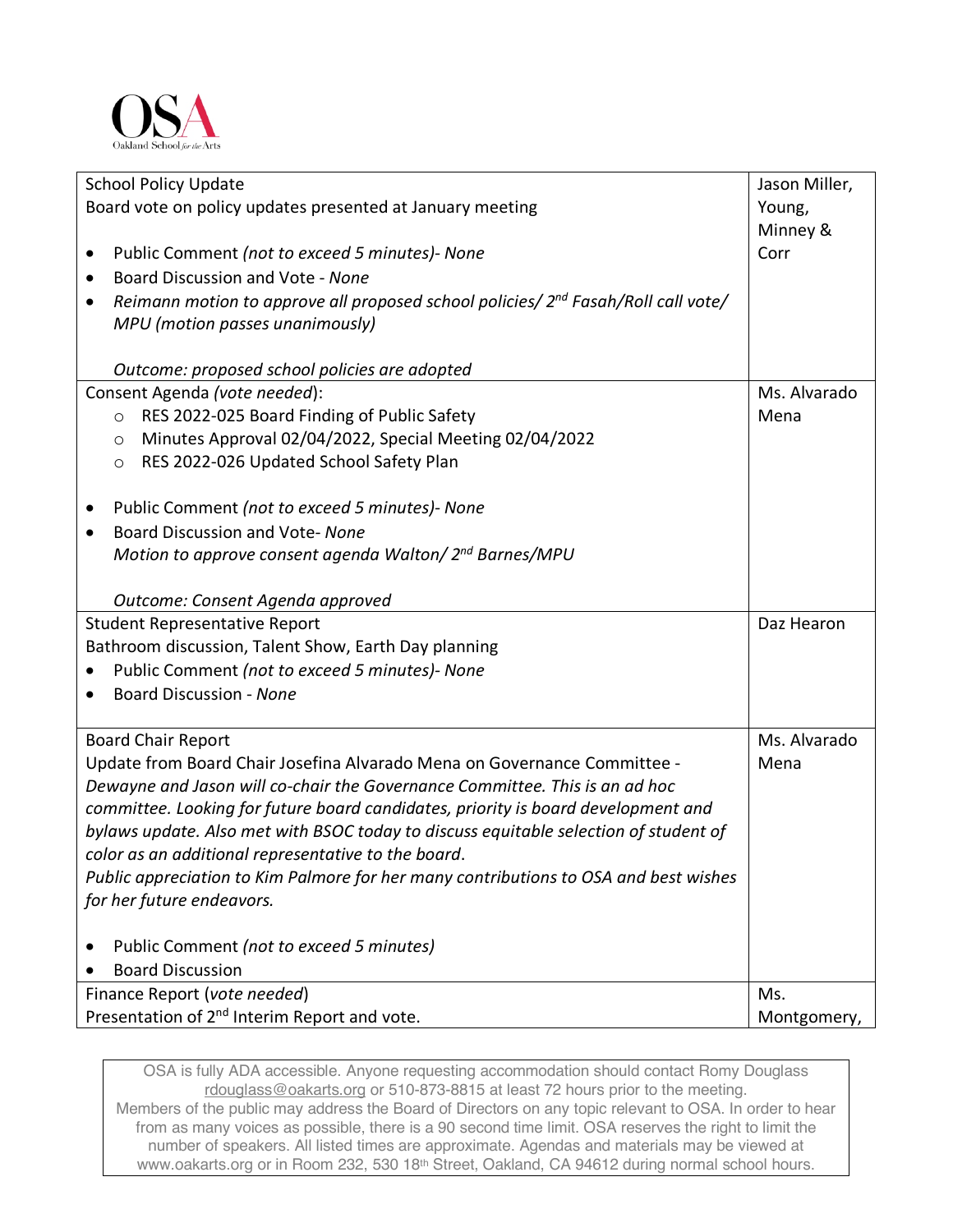| | |
|---|---|
| School Policy Update<br>Board vote on policy updates presented at January meeting<br><br>• Public Comment *(not to exceed 5 minutes)- None*<br>• Board Discussion and Vote - *None*<br>• *Reimann motion to approve all proposed school policies/ 2nd Fasah/Roll call vote/ MPU (motion passes unanimously)*<br><br>*Outcome: proposed school policies are adopted* | Jason Miller, Young, Minney & Corr |
| Consent Agenda *(vote needed)*:<br>○ RES 2022-025 Board Finding of Public Safety<br>○ Minutes Approval 02/04/2022, Special Meeting 02/04/2022<br>○ RES 2022-026 Updated School Safety Plan<br><br>• Public Comment *(not to exceed 5 minutes)- None*<br>• Board Discussion and Vote- *None*<br>*Motion to approve consent agenda Walton/ 2nd Barnes/MPU*<br><br>*Outcome: Consent Agenda approved* | Ms. Alvarado Mena |
| Student Representative Report<br>Bathroom discussion, Talent Show, Earth Day planning<br>• Public Comment *(not to exceed 5 minutes)- None*<br>• Board Discussion - *None* | Daz Hearon |
| Board Chair Report<br>Update from Board Chair Josefina Alvarado Mena on Governance Committee - *Dewayne and Jason will co-chair the Governance Committee. This is an ad hoc committee. Looking for future board candidates, priority is board development and bylaws update. Also met with BSOC today to discuss equitable selection of student of color as an additional representative to the board.*<br>*Public appreciation to Kim Palmore for her many contributions to OSA and best wishes for her future endeavors.*<br><br>• Public Comment *(not to exceed 5 minutes)*<br>• Board Discussion | Ms. Alvarado Mena |
| Finance Report *(vote needed)*<br>Presentation of 2nd Interim Report and vote. | Ms. Montgomery, |

OSA is fully ADA accessible. Anyone requesting accommodation should contact Romy Douglass rdouglass@oakarts.org or 510-873-8815 at least 72 hours prior to the meeting.
Members of the public may address the Board of Directors on any topic relevant to OSA. In order to hear from as many voices as possible, there is a 90 second time limit. OSA reserves the right to limit the number of speakers. All listed times are approximate. Agendas and materials may be viewed at www.oakarts.org or in Room 232, 530 18th Street, Oakland, CA 94612 during normal school hours.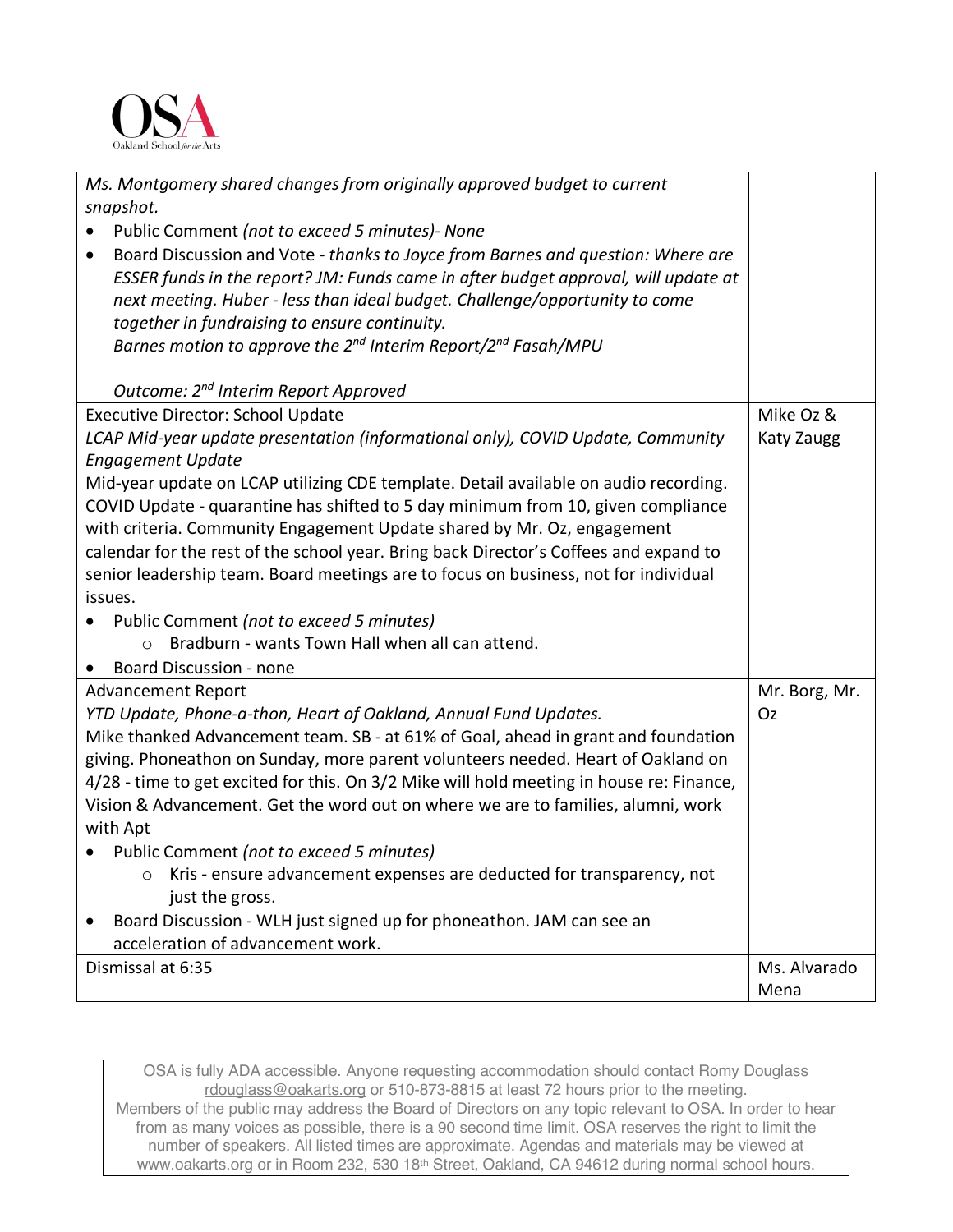| | |
|---|---|
| *Ms. Montgomery shared changes from originally approved budget to current snapshot.*<br>• Public Comment *(not to exceed 5 minutes)- None*<br>• Board Discussion and Vote - *thanks to Joyce from Barnes and question: Where are ESSER funds in the report? JM: Funds came in after budget approval, will update at next meeting. Huber - less than ideal budget. Challenge/opportunity to come together in fundraising to ensure continuity.*<br>*Barnes motion to approve the 2nd Interim Report/2nd Fasah/MPU*<br><br>*Outcome: 2nd Interim Report Approved* | |
| Executive Director: School Update<br>*LCAP Mid-year update presentation (informational only), COVID Update, Community Engagement Update*<br>Mid-year update on LCAP utilizing CDE template. Detail available on audio recording. COVID Update - quarantine has shifted to 5 day minimum from 10, given compliance with criteria. Community Engagement Update shared by Mr. Oz, engagement calendar for the rest of the school year. Bring back Director's Coffees and expand to senior leadership team. Board meetings are to focus on business, not for individual issues.<br>• Public Comment *(not to exceed 5 minutes)*<br>  ○ Bradburn - wants Town Hall when all can attend.<br>• Board Discussion - none | Mike Oz & Katy Zaugg |
| Advancement Report<br>*YTD Update, Phone-a-thon, Heart of Oakland, Annual Fund Updates.*<br>Mike thanked Advancement team. SB - at 61% of Goal, ahead in grant and foundation giving. Phoneathon on Sunday, more parent volunteers needed. Heart of Oakland on 4/28 - time to get excited for this. On 3/2 Mike will hold meeting in house re: Finance, Vision & Advancement. Get the word out on where we are to families, alumni, work with Apt<br>• Public Comment *(not to exceed 5 minutes)*<br>  ○ Kris - ensure advancement expenses are deducted for transparency, not just the gross.<br>• Board Discussion - WLH just signed up for phoneathon. JAM can see an acceleration of advancement work. | Mr. Borg, Mr. Oz |
| Dismissal at 6:35 | Ms. Alvarado Mena |

OSA is fully ADA accessible. Anyone requesting accommodation should contact Romy Douglass rdouglass@oakarts.org or 510-873-8815 at least 72 hours prior to the meeting.
Members of the public may address the Board of Directors on any topic relevant to OSA. In order to hear from as many voices as possible, there is a 90 second time limit. OSA reserves the right to limit the number of speakers. All listed times are approximate. Agendas and materials may be viewed at www.oakarts.org or in Room 232, 530 18th Street, Oakland, CA 94612 during normal school hours.